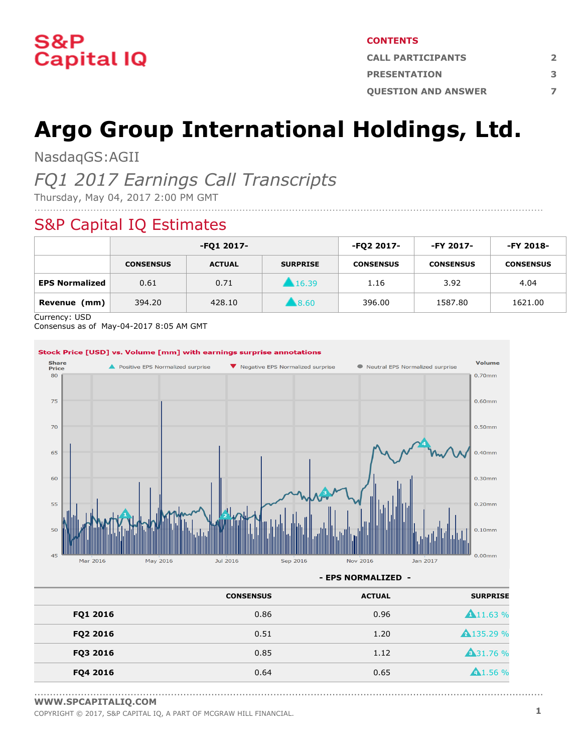S&P Capital IQ

**CONTENTS**

| | |
|---|---|
| CALL PARTICIPANTS | 2 |
| PRESENTATION | 3 |
| QUESTION AND ANSWER | 7 |

# Argo Group International Holdings, Ltd.

NasdaqGS:AGII

*FQ1 2017 Earnings Call Transcripts*

Thursday, May 04, 2017 2:00 PM GMT

## S&P Capital IQ Estimates

| | -FQ1 2017- | | | -FQ2 2017- | -FY 2017- | -FY 2018- |
|---|---|---|---|---|---|---|
| | CONSENSUS | ACTUAL | SURPRISE | CONSENSUS | CONSENSUS | CONSENSUS |
| **EPS Normalized** | 0.61 | 0.71 | ▲16.39 | 1.16 | 3.92 | 4.04 |
| **Revenue (mm)** | 394.20 | 428.10 | ▲8.60 | 396.00 | 1587.80 | 1621.00 |

Currency: USD
Consensus as of May-04-2017 8:05 AM GMT

**Stock Price [USD] vs. Volume [mm] with earnings surprise annotations**

**- EPS NORMALIZED -**

| | CONSENSUS | ACTUAL | SURPRISE |
|---|---|---|---|
| **FQ1 2016** | 0.86 | 0.96 | ▲11.63 % |
| **FQ2 2016** | 0.51 | 1.20 | ▲135.29 % |
| **FQ3 2016** | 0.85 | 1.12 | ▲31.76 % |
| **FQ4 2016** | 0.64 | 0.65 | ▲1.56 % |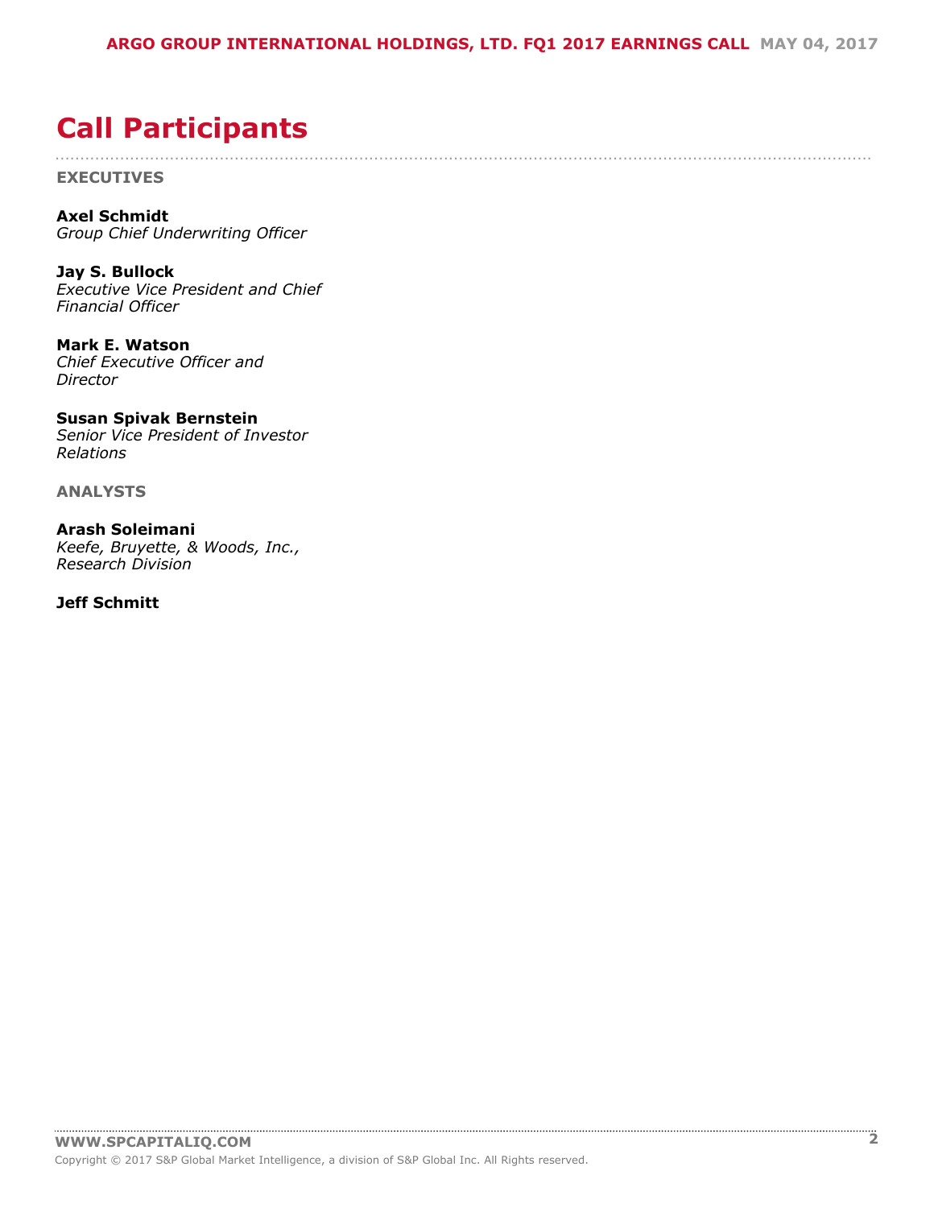# Call Participants

**EXECUTIVES**

**Axel Schmidt**
*Group Chief Underwriting Officer*

**Jay S. Bullock**
*Executive Vice President and Chief Financial Officer*

**Mark E. Watson**
*Chief Executive Officer and Director*

**Susan Spivak Bernstein**
*Senior Vice President of Investor Relations*

**ANALYSTS**

**Arash Soleimani**
*Keefe, Bruyette, & Woods, Inc., Research Division*

**Jeff Schmitt**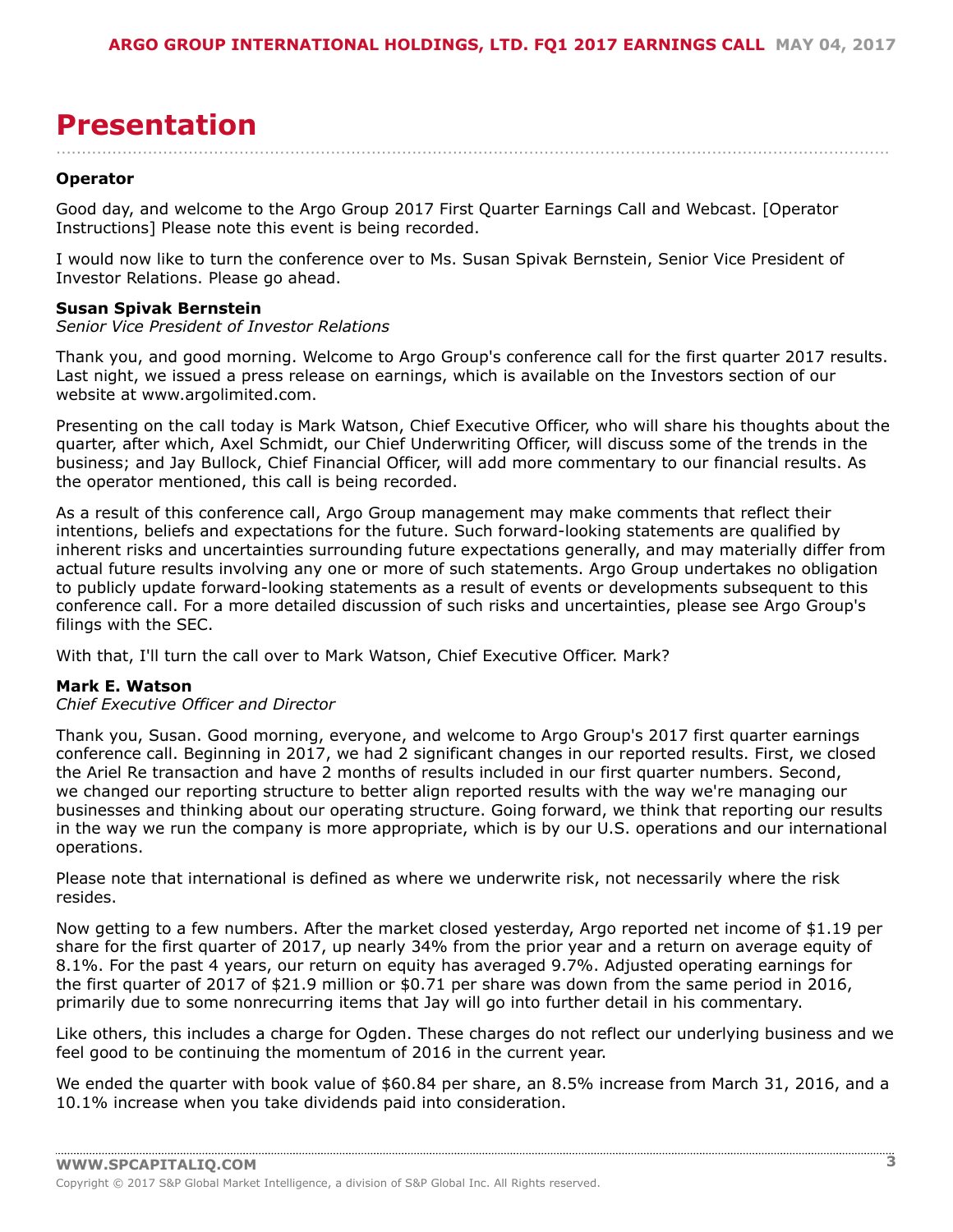# Presentation

**Operator**

Good day, and welcome to the Argo Group 2017 First Quarter Earnings Call and Webcast. [Operator Instructions] Please note this event is being recorded.

I would now like to turn the conference over to Ms. Susan Spivak Bernstein, Senior Vice President of Investor Relations. Please go ahead.

**Susan Spivak Bernstein**
*Senior Vice President of Investor Relations*

Thank you, and good morning. Welcome to Argo Group's conference call for the first quarter 2017 results. Last night, we issued a press release on earnings, which is available on the Investors section of our website at www.argolimited.com.

Presenting on the call today is Mark Watson, Chief Executive Officer, who will share his thoughts about the quarter, after which, Axel Schmidt, our Chief Underwriting Officer, will discuss some of the trends in the business; and Jay Bullock, Chief Financial Officer, will add more commentary to our financial results. As the operator mentioned, this call is being recorded.

As a result of this conference call, Argo Group management may make comments that reflect their intentions, beliefs and expectations for the future. Such forward-looking statements are qualified by inherent risks and uncertainties surrounding future expectations generally, and may materially differ from actual future results involving any one or more of such statements. Argo Group undertakes no obligation to publicly update forward-looking statements as a result of events or developments subsequent to this conference call. For a more detailed discussion of such risks and uncertainties, please see Argo Group's filings with the SEC.

With that, I'll turn the call over to Mark Watson, Chief Executive Officer. Mark?

**Mark E. Watson**
*Chief Executive Officer and Director*

Thank you, Susan. Good morning, everyone, and welcome to Argo Group's 2017 first quarter earnings conference call. Beginning in 2017, we had 2 significant changes in our reported results. First, we closed the Ariel Re transaction and have 2 months of results included in our first quarter numbers. Second, we changed our reporting structure to better align reported results with the way we're managing our businesses and thinking about our operating structure. Going forward, we think that reporting our results in the way we run the company is more appropriate, which is by our U.S. operations and our international operations.

Please note that international is defined as where we underwrite risk, not necessarily where the risk resides.

Now getting to a few numbers. After the market closed yesterday, Argo reported net income of $1.19 per share for the first quarter of 2017, up nearly 34% from the prior year and a return on average equity of 8.1%. For the past 4 years, our return on equity has averaged 9.7%. Adjusted operating earnings for the first quarter of 2017 of $21.9 million or $0.71 per share was down from the same period in 2016, primarily due to some nonrecurring items that Jay will go into further detail in his commentary.

Like others, this includes a charge for Ogden. These charges do not reflect our underlying business and we feel good to be continuing the momentum of 2016 in the current year.

We ended the quarter with book value of $60.84 per share, an 8.5% increase from March 31, 2016, and a 10.1% increase when you take dividends paid into consideration.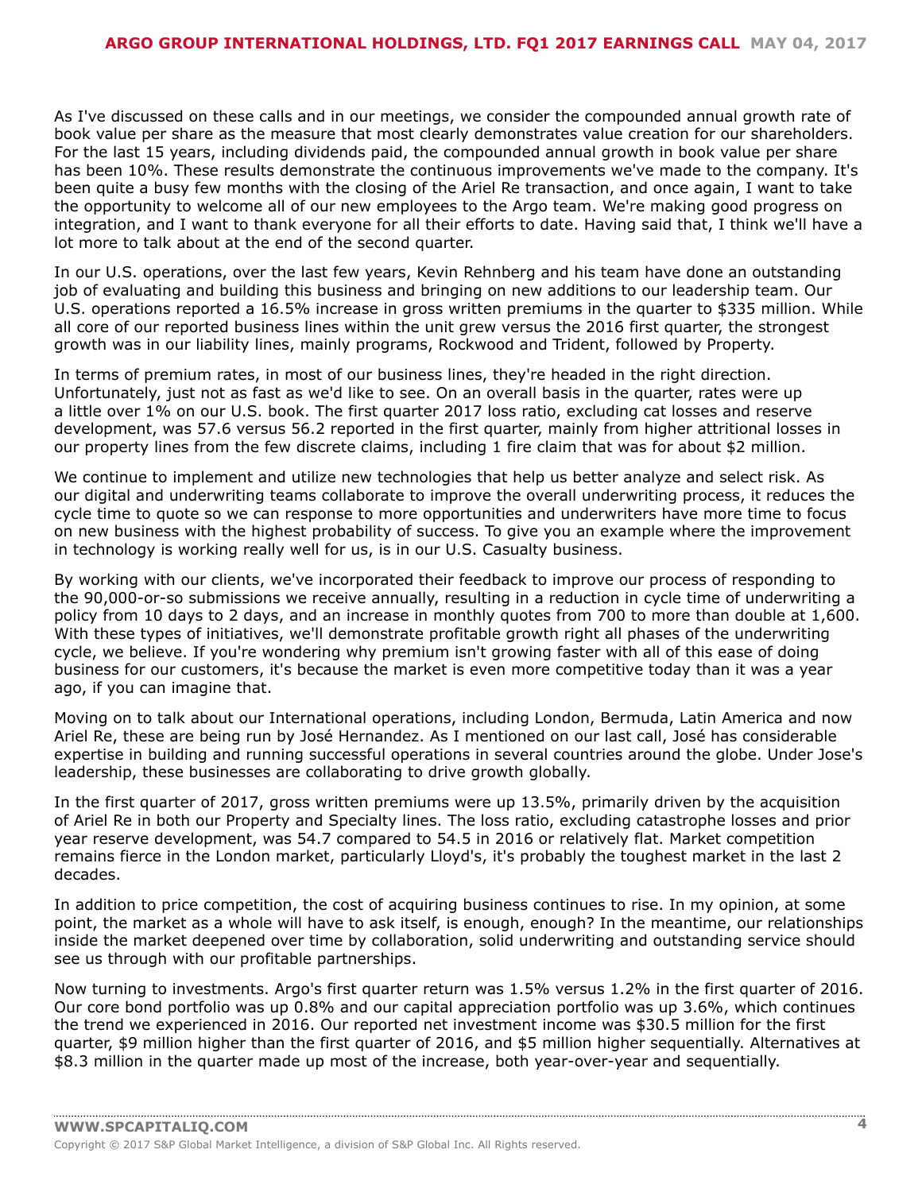As I've discussed on these calls and in our meetings, we consider the compounded annual growth rate of book value per share as the measure that most clearly demonstrates value creation for our shareholders. For the last 15 years, including dividends paid, the compounded annual growth in book value per share has been 10%. These results demonstrate the continuous improvements we've made to the company. It's been quite a busy few months with the closing of the Ariel Re transaction, and once again, I want to take the opportunity to welcome all of our new employees to the Argo team. We're making good progress on integration, and I want to thank everyone for all their efforts to date. Having said that, I think we'll have a lot more to talk about at the end of the second quarter.

In our U.S. operations, over the last few years, Kevin Rehnberg and his team have done an outstanding job of evaluating and building this business and bringing on new additions to our leadership team. Our U.S. operations reported a 16.5% increase in gross written premiums in the quarter to $335 million. While all core of our reported business lines within the unit grew versus the 2016 first quarter, the strongest growth was in our liability lines, mainly programs, Rockwood and Trident, followed by Property.

In terms of premium rates, in most of our business lines, they're headed in the right direction. Unfortunately, just not as fast as we'd like to see. On an overall basis in the quarter, rates were up a little over 1% on our U.S. book. The first quarter 2017 loss ratio, excluding cat losses and reserve development, was 57.6 versus 56.2 reported in the first quarter, mainly from higher attritional losses in our property lines from the few discrete claims, including 1 fire claim that was for about $2 million.

We continue to implement and utilize new technologies that help us better analyze and select risk. As our digital and underwriting teams collaborate to improve the overall underwriting process, it reduces the cycle time to quote so we can response to more opportunities and underwriters have more time to focus on new business with the highest probability of success. To give you an example where the improvement in technology is working really well for us, is in our U.S. Casualty business.

By working with our clients, we've incorporated their feedback to improve our process of responding to the 90,000-or-so submissions we receive annually, resulting in a reduction in cycle time of underwriting a policy from 10 days to 2 days, and an increase in monthly quotes from 700 to more than double at 1,600. With these types of initiatives, we'll demonstrate profitable growth right all phases of the underwriting cycle, we believe. If you're wondering why premium isn't growing faster with all of this ease of doing business for our customers, it's because the market is even more competitive today than it was a year ago, if you can imagine that.

Moving on to talk about our International operations, including London, Bermuda, Latin America and now Ariel Re, these are being run by José Hernandez. As I mentioned on our last call, José has considerable expertise in building and running successful operations in several countries around the globe. Under Jose's leadership, these businesses are collaborating to drive growth globally.

In the first quarter of 2017, gross written premiums were up 13.5%, primarily driven by the acquisition of Ariel Re in both our Property and Specialty lines. The loss ratio, excluding catastrophe losses and prior year reserve development, was 54.7 compared to 54.5 in 2016 or relatively flat. Market competition remains fierce in the London market, particularly Lloyd's, it's probably the toughest market in the last 2 decades.

In addition to price competition, the cost of acquiring business continues to rise. In my opinion, at some point, the market as a whole will have to ask itself, is enough, enough? In the meantime, our relationships inside the market deepened over time by collaboration, solid underwriting and outstanding service should see us through with our profitable partnerships.

Now turning to investments. Argo's first quarter return was 1.5% versus 1.2% in the first quarter of 2016. Our core bond portfolio was up 0.8% and our capital appreciation portfolio was up 3.6%, which continues the trend we experienced in 2016. Our reported net investment income was $30.5 million for the first quarter, $9 million higher than the first quarter of 2016, and $5 million higher sequentially. Alternatives at $8.3 million in the quarter made up most of the increase, both year-over-year and sequentially.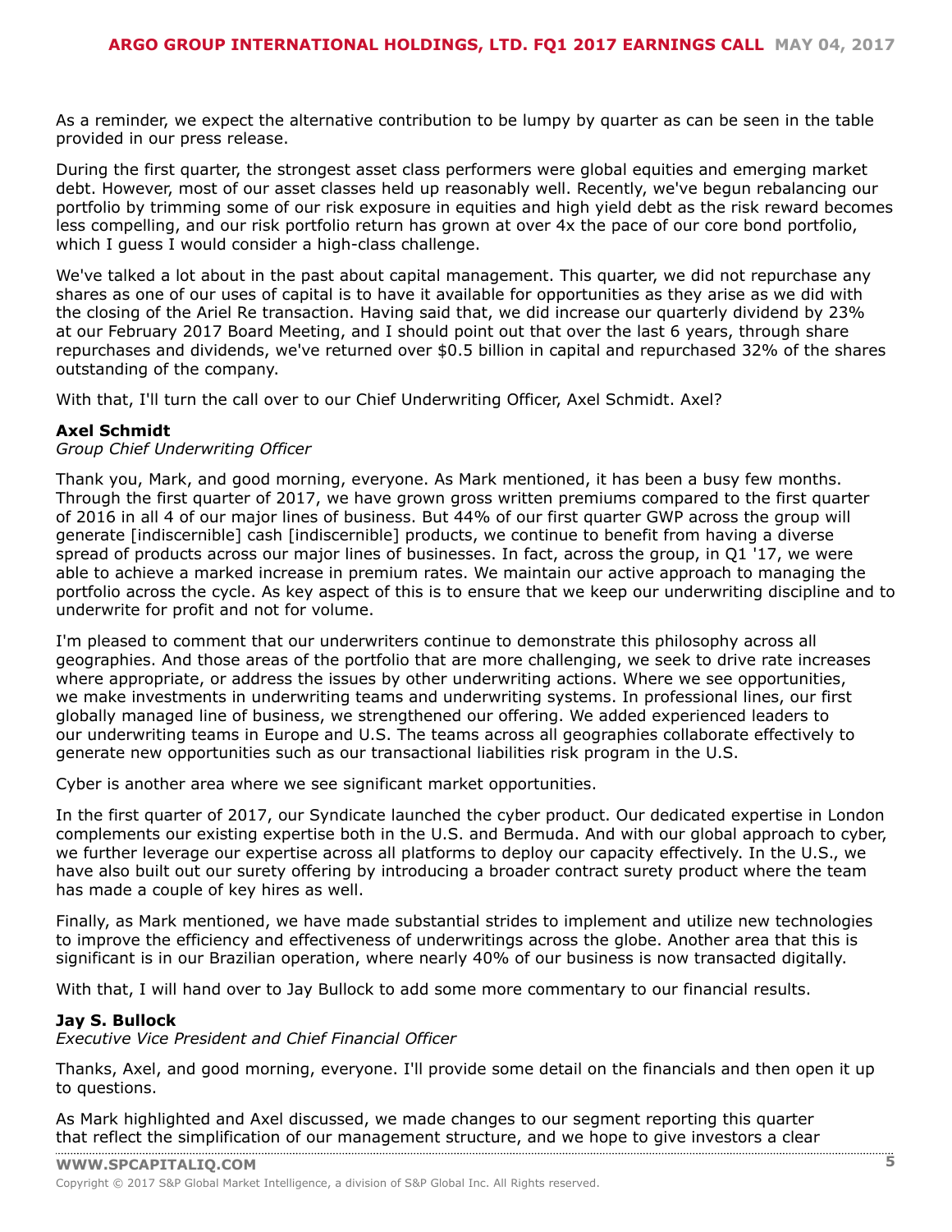As a reminder, we expect the alternative contribution to be lumpy by quarter as can be seen in the table provided in our press release.

During the first quarter, the strongest asset class performers were global equities and emerging market debt. However, most of our asset classes held up reasonably well. Recently, we've begun rebalancing our portfolio by trimming some of our risk exposure in equities and high yield debt as the risk reward becomes less compelling, and our risk portfolio return has grown at over 4x the pace of our core bond portfolio, which I guess I would consider a high-class challenge.

We've talked a lot about in the past about capital management. This quarter, we did not repurchase any shares as one of our uses of capital is to have it available for opportunities as they arise as we did with the closing of the Ariel Re transaction. Having said that, we did increase our quarterly dividend by 23% at our February 2017 Board Meeting, and I should point out that over the last 6 years, through share repurchases and dividends, we've returned over $0.5 billion in capital and repurchased 32% of the shares outstanding of the company.

With that, I'll turn the call over to our Chief Underwriting Officer, Axel Schmidt. Axel?

**Axel Schmidt**
*Group Chief Underwriting Officer*

Thank you, Mark, and good morning, everyone. As Mark mentioned, it has been a busy few months. Through the first quarter of 2017, we have grown gross written premiums compared to the first quarter of 2016 in all 4 of our major lines of business. But 44% of our first quarter GWP across the group will generate [indiscernible] cash [indiscernible] products, we continue to benefit from having a diverse spread of products across our major lines of businesses. In fact, across the group, in Q1 '17, we were able to achieve a marked increase in premium rates. We maintain our active approach to managing the portfolio across the cycle. As key aspect of this is to ensure that we keep our underwriting discipline and to underwrite for profit and not for volume.

I'm pleased to comment that our underwriters continue to demonstrate this philosophy across all geographies. And those areas of the portfolio that are more challenging, we seek to drive rate increases where appropriate, or address the issues by other underwriting actions. Where we see opportunities, we make investments in underwriting teams and underwriting systems. In professional lines, our first globally managed line of business, we strengthened our offering. We added experienced leaders to our underwriting teams in Europe and U.S. The teams across all geographies collaborate effectively to generate new opportunities such as our transactional liabilities risk program in the U.S.

Cyber is another area where we see significant market opportunities.

In the first quarter of 2017, our Syndicate launched the cyber product. Our dedicated expertise in London complements our existing expertise both in the U.S. and Bermuda. And with our global approach to cyber, we further leverage our expertise across all platforms to deploy our capacity effectively. In the U.S., we have also built out our surety offering by introducing a broader contract surety product where the team has made a couple of key hires as well.

Finally, as Mark mentioned, we have made substantial strides to implement and utilize new technologies to improve the efficiency and effectiveness of underwritings across the globe. Another area that this is significant is in our Brazilian operation, where nearly 40% of our business is now transacted digitally.

With that, I will hand over to Jay Bullock to add some more commentary to our financial results.

**Jay S. Bullock**
*Executive Vice President and Chief Financial Officer*

Thanks, Axel, and good morning, everyone. I'll provide some detail on the financials and then open it up to questions.

As Mark highlighted and Axel discussed, we made changes to our segment reporting this quarter that reflect the simplification of our management structure, and we hope to give investors a clear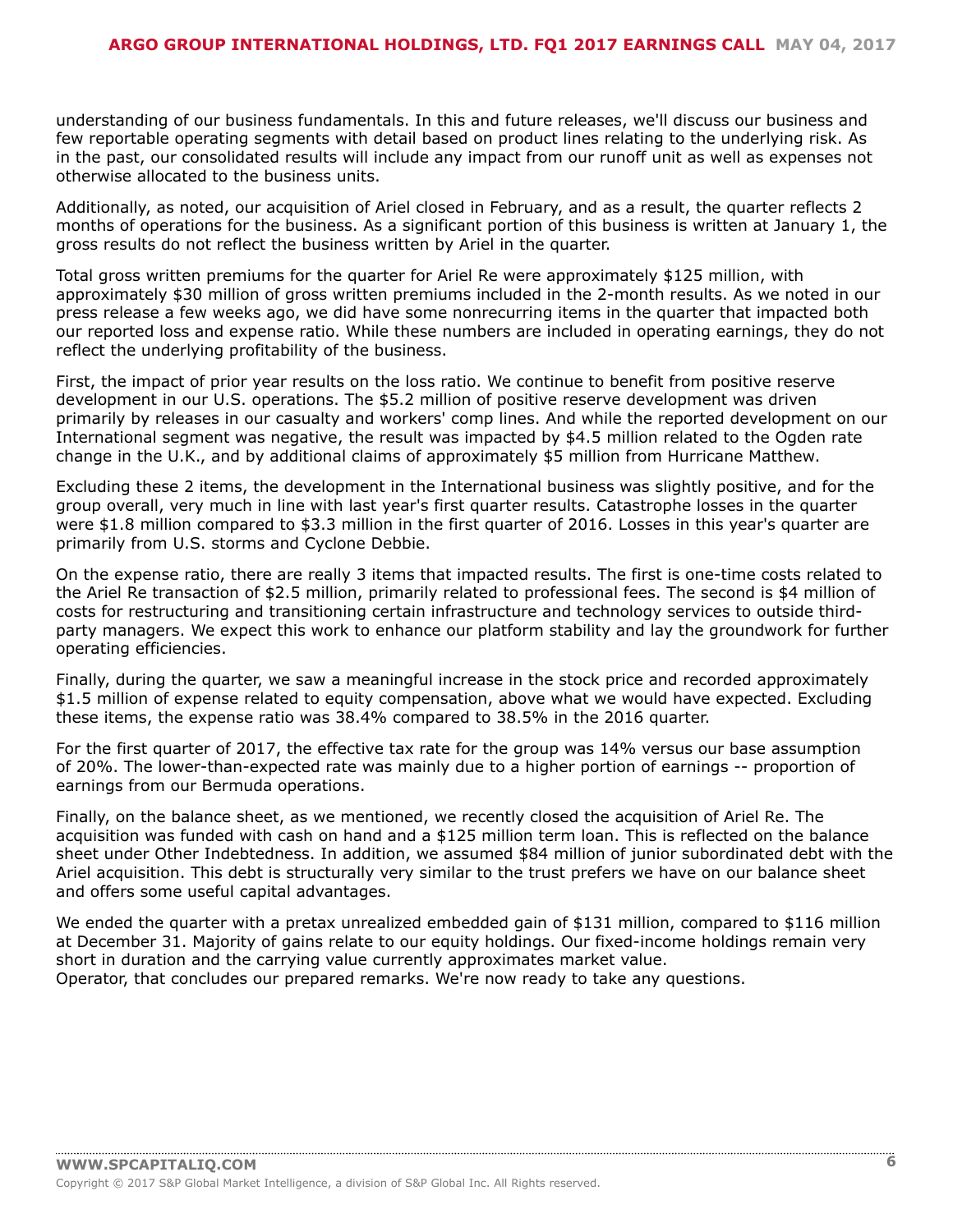understanding of our business fundamentals. In this and future releases, we'll discuss our business and few reportable operating segments with detail based on product lines relating to the underlying risk. As in the past, our consolidated results will include any impact from our runoff unit as well as expenses not otherwise allocated to the business units.

Additionally, as noted, our acquisition of Ariel closed in February, and as a result, the quarter reflects 2 months of operations for the business. As a significant portion of this business is written at January 1, the gross results do not reflect the business written by Ariel in the quarter.

Total gross written premiums for the quarter for Ariel Re were approximately $125 million, with approximately $30 million of gross written premiums included in the 2-month results. As we noted in our press release a few weeks ago, we did have some nonrecurring items in the quarter that impacted both our reported loss and expense ratio. While these numbers are included in operating earnings, they do not reflect the underlying profitability of the business.

First, the impact of prior year results on the loss ratio. We continue to benefit from positive reserve development in our U.S. operations. The $5.2 million of positive reserve development was driven primarily by releases in our casualty and workers' comp lines. And while the reported development on our International segment was negative, the result was impacted by $4.5 million related to the Ogden rate change in the U.K., and by additional claims of approximately $5 million from Hurricane Matthew.

Excluding these 2 items, the development in the International business was slightly positive, and for the group overall, very much in line with last year's first quarter results. Catastrophe losses in the quarter were $1.8 million compared to $3.3 million in the first quarter of 2016. Losses in this year's quarter are primarily from U.S. storms and Cyclone Debbie.

On the expense ratio, there are really 3 items that impacted results. The first is one-time costs related to the Ariel Re transaction of $2.5 million, primarily related to professional fees. The second is $4 million of costs for restructuring and transitioning certain infrastructure and technology services to outside third-party managers. We expect this work to enhance our platform stability and lay the groundwork for further operating efficiencies.

Finally, during the quarter, we saw a meaningful increase in the stock price and recorded approximately $1.5 million of expense related to equity compensation, above what we would have expected. Excluding these items, the expense ratio was 38.4% compared to 38.5% in the 2016 quarter.

For the first quarter of 2017, the effective tax rate for the group was 14% versus our base assumption of 20%. The lower-than-expected rate was mainly due to a higher portion of earnings -- proportion of earnings from our Bermuda operations.

Finally, on the balance sheet, as we mentioned, we recently closed the acquisition of Ariel Re. The acquisition was funded with cash on hand and a $125 million term loan. This is reflected on the balance sheet under Other Indebtedness. In addition, we assumed $84 million of junior subordinated debt with the Ariel acquisition. This debt is structurally very similar to the trust prefers we have on our balance sheet and offers some useful capital advantages.

We ended the quarter with a pretax unrealized embedded gain of $131 million, compared to $116 million at December 31. Majority of gains relate to our equity holdings. Our fixed-income holdings remain very short in duration and the carrying value currently approximates market value.
Operator, that concludes our prepared remarks. We're now ready to take any questions.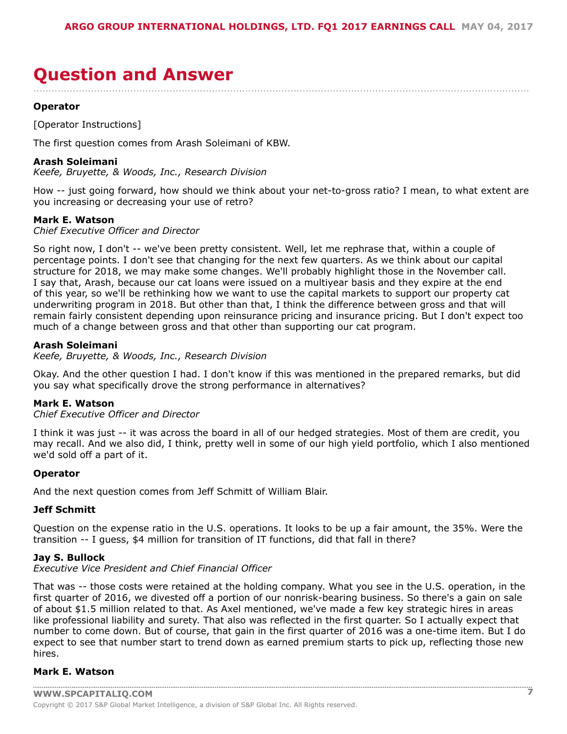# Question and Answer

**Operator**

[Operator Instructions]

The first question comes from Arash Soleimani of KBW.

**Arash Soleimani**
*Keefe, Bruyette, & Woods, Inc., Research Division*

How -- just going forward, how should we think about your net-to-gross ratio? I mean, to what extent are you increasing or decreasing your use of retro?

**Mark E. Watson**
*Chief Executive Officer and Director*

So right now, I don't -- we've been pretty consistent. Well, let me rephrase that, within a couple of percentage points. I don't see that changing for the next few quarters. As we think about our capital structure for 2018, we may make some changes. We'll probably highlight those in the November call. I say that, Arash, because our cat loans were issued on a multiyear basis and they expire at the end of this year, so we'll be rethinking how we want to use the capital markets to support our property cat underwriting program in 2018. But other than that, I think the difference between gross and that will remain fairly consistent depending upon reinsurance pricing and insurance pricing. But I don't expect too much of a change between gross and that other than supporting our cat program.

**Arash Soleimani**
*Keefe, Bruyette, & Woods, Inc., Research Division*

Okay. And the other question I had. I don't know if this was mentioned in the prepared remarks, but did you say what specifically drove the strong performance in alternatives?

**Mark E. Watson**
*Chief Executive Officer and Director*

I think it was just -- it was across the board in all of our hedged strategies. Most of them are credit, you may recall. And we also did, I think, pretty well in some of our high yield portfolio, which I also mentioned we'd sold off a part of it.

**Operator**

And the next question comes from Jeff Schmitt of William Blair.

**Jeff Schmitt**

Question on the expense ratio in the U.S. operations. It looks to be up a fair amount, the 35%. Were the transition -- I guess, $4 million for transition of IT functions, did that fall in there?

**Jay S. Bullock**
*Executive Vice President and Chief Financial Officer*

That was -- those costs were retained at the holding company. What you see in the U.S. operation, in the first quarter of 2016, we divested off a portion of our nonrisk-bearing business. So there's a gain on sale of about $1.5 million related to that. As Axel mentioned, we've made a few key strategic hires in areas like professional liability and surety. That also was reflected in the first quarter. So I actually expect that number to come down. But of course, that gain in the first quarter of 2016 was a one-time item. But I do expect to see that number start to trend down as earned premium starts to pick up, reflecting those new hires.

**Mark E. Watson**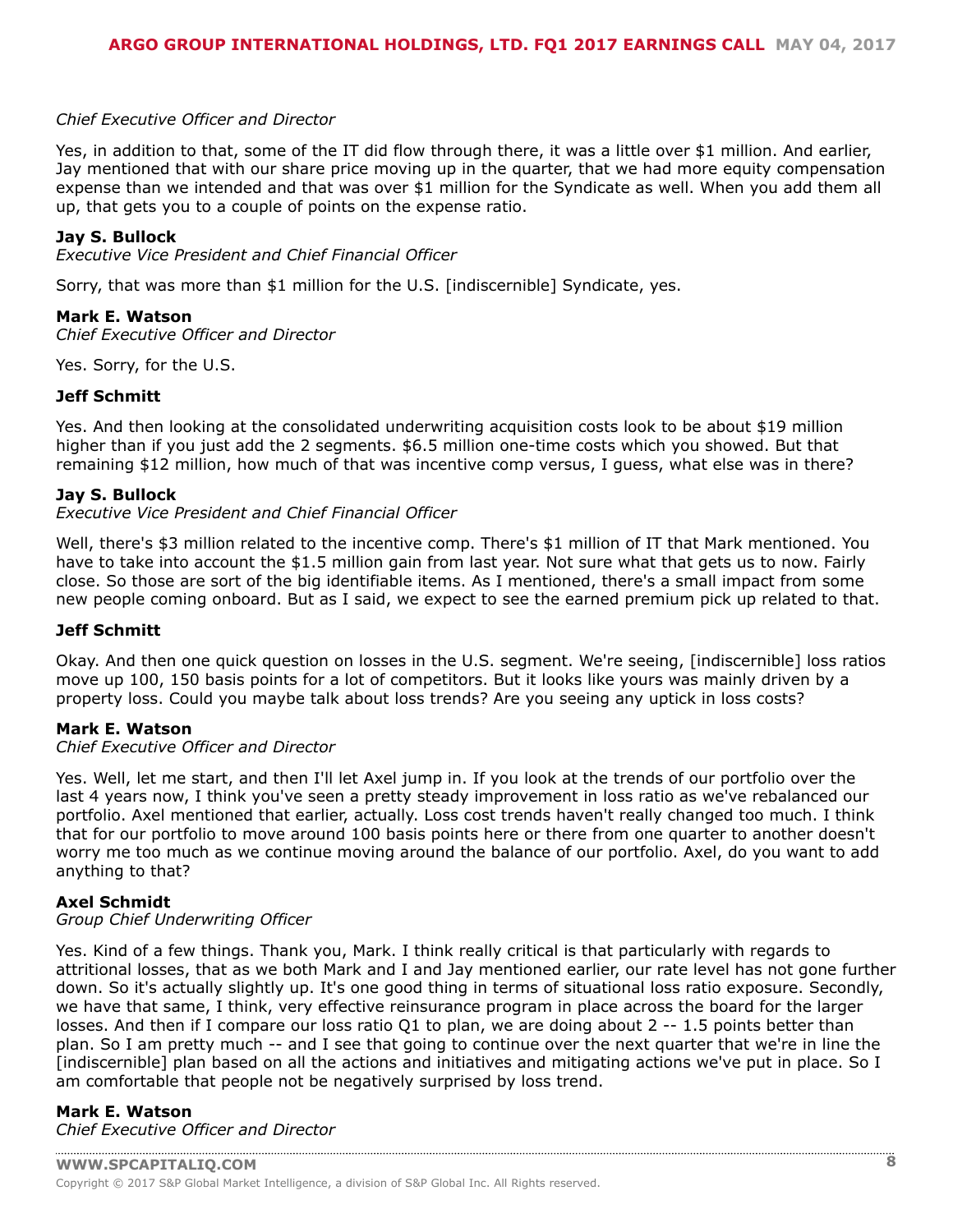*Chief Executive Officer and Director*

Yes, in addition to that, some of the IT did flow through there, it was a little over $1 million. And earlier, Jay mentioned that with our share price moving up in the quarter, that we had more equity compensation expense than we intended and that was over $1 million for the Syndicate as well. When you add them all up, that gets you to a couple of points on the expense ratio.

**Jay S. Bullock**
*Executive Vice President and Chief Financial Officer*

Sorry, that was more than $1 million for the U.S. [indiscernible] Syndicate, yes.

**Mark E. Watson**
*Chief Executive Officer and Director*

Yes. Sorry, for the U.S.

**Jeff Schmitt**

Yes. And then looking at the consolidated underwriting acquisition costs look to be about $19 million higher than if you just add the 2 segments. $6.5 million one-time costs which you showed. But that remaining $12 million, how much of that was incentive comp versus, I guess, what else was in there?

**Jay S. Bullock**
*Executive Vice President and Chief Financial Officer*

Well, there's $3 million related to the incentive comp. There's $1 million of IT that Mark mentioned. You have to take into account the $1.5 million gain from last year. Not sure what that gets us to now. Fairly close. So those are sort of the big identifiable items. As I mentioned, there's a small impact from some new people coming onboard. But as I said, we expect to see the earned premium pick up related to that.

**Jeff Schmitt**

Okay. And then one quick question on losses in the U.S. segment. We're seeing, [indiscernible] loss ratios move up 100, 150 basis points for a lot of competitors. But it looks like yours was mainly driven by a property loss. Could you maybe talk about loss trends? Are you seeing any uptick in loss costs?

**Mark E. Watson**
*Chief Executive Officer and Director*

Yes. Well, let me start, and then I'll let Axel jump in. If you look at the trends of our portfolio over the last 4 years now, I think you've seen a pretty steady improvement in loss ratio as we've rebalanced our portfolio. Axel mentioned that earlier, actually. Loss cost trends haven't really changed too much. I think that for our portfolio to move around 100 basis points here or there from one quarter to another doesn't worry me too much as we continue moving around the balance of our portfolio. Axel, do you want to add anything to that?

**Axel Schmidt**
*Group Chief Underwriting Officer*

Yes. Kind of a few things. Thank you, Mark. I think really critical is that particularly with regards to attritional losses, that as we both Mark and I and Jay mentioned earlier, our rate level has not gone further down. So it's actually slightly up. It's one good thing in terms of situational loss ratio exposure. Secondly, we have that same, I think, very effective reinsurance program in place across the board for the larger losses. And then if I compare our loss ratio Q1 to plan, we are doing about 2 -- 1.5 points better than plan. So I am pretty much -- and I see that going to continue over the next quarter that we're in line the [indiscernible] plan based on all the actions and initiatives and mitigating actions we've put in place. So I am comfortable that people not be negatively surprised by loss trend.

**Mark E. Watson**
*Chief Executive Officer and Director*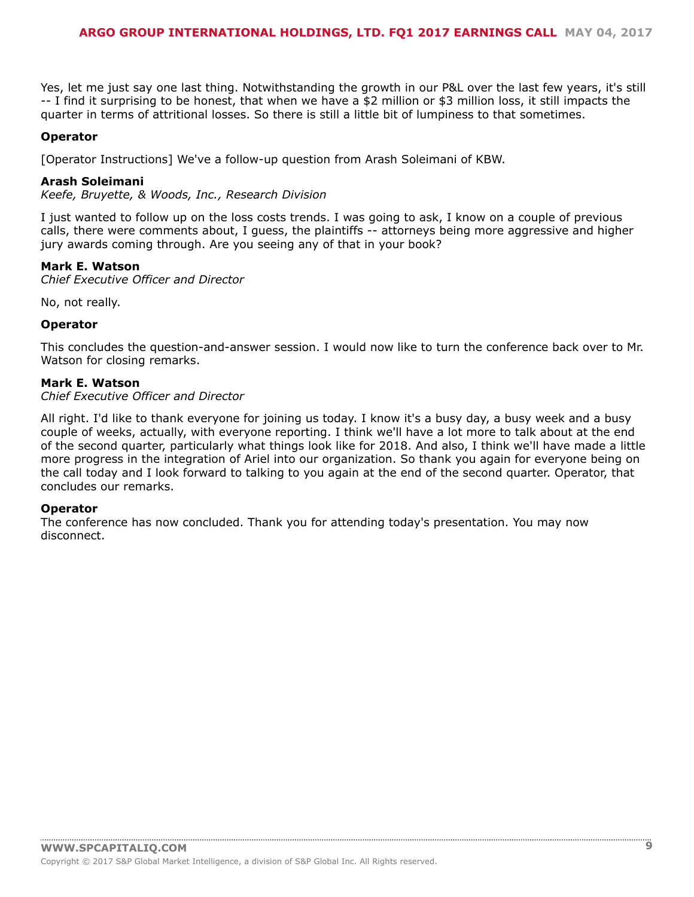Yes, let me just say one last thing. Notwithstanding the growth in our P&L over the last few years, it's still -- I find it surprising to be honest, that when we have a $2 million or $3 million loss, it still impacts the quarter in terms of attritional losses. So there is still a little bit of lumpiness to that sometimes.

**Operator**

[Operator Instructions] We've a follow-up question from Arash Soleimani of KBW.

**Arash Soleimani**

*Keefe, Bruyette, & Woods, Inc., Research Division*

I just wanted to follow up on the loss costs trends. I was going to ask, I know on a couple of previous calls, there were comments about, I guess, the plaintiffs -- attorneys being more aggressive and higher jury awards coming through. Are you seeing any of that in your book?

**Mark E. Watson**

*Chief Executive Officer and Director*

No, not really.

**Operator**

This concludes the question-and-answer session. I would now like to turn the conference back over to Mr. Watson for closing remarks.

**Mark E. Watson**

*Chief Executive Officer and Director*

All right. I'd like to thank everyone for joining us today. I know it's a busy day, a busy week and a busy couple of weeks, actually, with everyone reporting. I think we'll have a lot more to talk about at the end of the second quarter, particularly what things look like for 2018. And also, I think we'll have made a little more progress in the integration of Ariel into our organization. So thank you again for everyone being on the call today and I look forward to talking to you again at the end of the second quarter. Operator, that concludes our remarks.

**Operator**

The conference has now concluded. Thank you for attending today's presentation. You may now disconnect.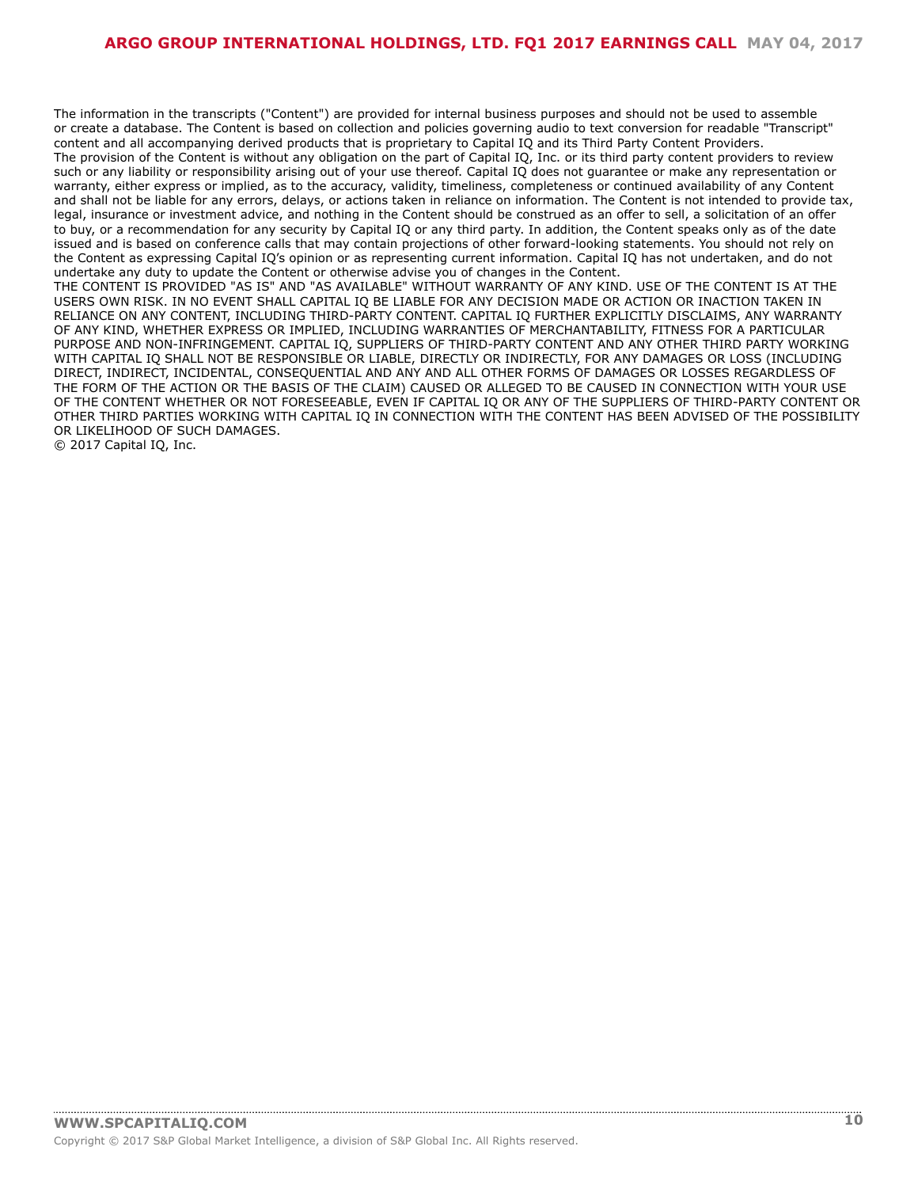The information in the transcripts ("Content") are provided for internal business purposes and should not be used to assemble or create a database. The Content is based on collection and policies governing audio to text conversion for readable "Transcript" content and all accompanying derived products that is proprietary to Capital IQ and its Third Party Content Providers.
The provision of the Content is without any obligation on the part of Capital IQ, Inc. or its third party content providers to review such or any liability or responsibility arising out of your use thereof. Capital IQ does not guarantee or make any representation or warranty, either express or implied, as to the accuracy, validity, timeliness, completeness or continued availability of any Content and shall not be liable for any errors, delays, or actions taken in reliance on information. The Content is not intended to provide tax, legal, insurance or investment advice, and nothing in the Content should be construed as an offer to sell, a solicitation of an offer to buy, or a recommendation for any security by Capital IQ or any third party. In addition, the Content speaks only as of the date issued and is based on conference calls that may contain projections of other forward-looking statements. You should not rely on the Content as expressing Capital IQ's opinion or as representing current information. Capital IQ has not undertaken, and do not undertake any duty to update the Content or otherwise advise you of changes in the Content.
THE CONTENT IS PROVIDED "AS IS" AND "AS AVAILABLE" WITHOUT WARRANTY OF ANY KIND. USE OF THE CONTENT IS AT THE USERS OWN RISK. IN NO EVENT SHALL CAPITAL IQ BE LIABLE FOR ANY DECISION MADE OR ACTION OR INACTION TAKEN IN RELIANCE ON ANY CONTENT, INCLUDING THIRD-PARTY CONTENT. CAPITAL IQ FURTHER EXPLICITLY DISCLAIMS, ANY WARRANTY OF ANY KIND, WHETHER EXPRESS OR IMPLIED, INCLUDING WARRANTIES OF MERCHANTABILITY, FITNESS FOR A PARTICULAR PURPOSE AND NON-INFRINGEMENT. CAPITAL IQ, SUPPLIERS OF THIRD-PARTY CONTENT AND ANY OTHER THIRD PARTY WORKING WITH CAPITAL IQ SHALL NOT BE RESPONSIBLE OR LIABLE, DIRECTLY OR INDIRECTLY, FOR ANY DAMAGES OR LOSS (INCLUDING DIRECT, INDIRECT, INCIDENTAL, CONSEQUENTIAL AND ANY AND ALL OTHER FORMS OF DAMAGES OR LOSSES REGARDLESS OF THE FORM OF THE ACTION OR THE BASIS OF THE CLAIM) CAUSED OR ALLEGED TO BE CAUSED IN CONNECTION WITH YOUR USE OF THE CONTENT WHETHER OR NOT FORESEEABLE, EVEN IF CAPITAL IQ OR ANY OF THE SUPPLIERS OF THIRD-PARTY CONTENT OR OTHER THIRD PARTIES WORKING WITH CAPITAL IQ IN CONNECTION WITH THE CONTENT HAS BEEN ADVISED OF THE POSSIBILITY OR LIKELIHOOD OF SUCH DAMAGES.
© 2017 Capital IQ, Inc.